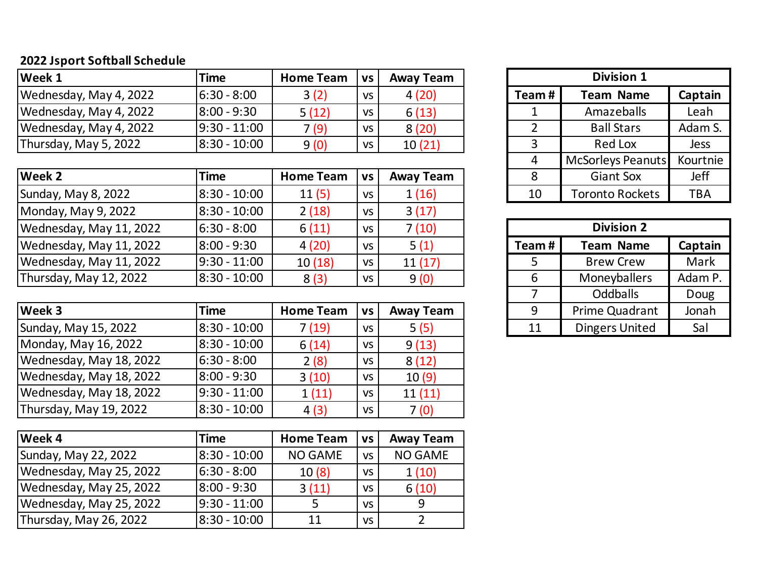**2022 Jsport Softball Schedule**

| Week 1 | Time | Home Team | vs | Away Team |
|---|---|---|---|---|
| Wednesday, May 4, 2022 | 6:30 - 8:00 | 3 (2) | vs | 4 (20) |
| Wednesday, May 4, 2022 | 8:00 - 9:30 | 5 (12) | vs | 6 (13) |
| Wednesday, May 4, 2022 | 9:30 - 11:00 | 7 (9) | vs | 8 (20) |
| Thursday, May 5, 2022 | 8:30 - 10:00 | 9 (0) | vs | 10 (21) |

| Week 2 | Time | Home Team | vs | Away Team |
|---|---|---|---|---|
| Sunday, May 8, 2022 | 8:30 - 10:00 | 11 (5) | vs | 1 (16) |
| Monday, May 9, 2022 | 8:30 - 10:00 | 2 (18) | vs | 3 (17) |
| Wednesday, May 11, 2022 | 6:30 - 8:00 | 6 (11) | vs | 7 (10) |
| Wednesday, May 11, 2022 | 8:00 - 9:30 | 4 (20) | vs | 5 (1) |
| Wednesday, May 11, 2022 | 9:30 - 11:00 | 10 (18) | vs | 11 (17) |
| Thursday, May 12, 2022 | 8:30 - 10:00 | 8 (3) | vs | 9 (0) |

| Week 3 | Time | Home Team | vs | Away Team |
|---|---|---|---|---|
| Sunday, May 15, 2022 | 8:30 - 10:00 | 7 (19) | vs | 5 (5) |
| Monday, May 16, 2022 | 8:30 - 10:00 | 6 (14) | vs | 9 (13) |
| Wednesday, May 18, 2022 | 6:30 - 8:00 | 2 (8) | vs | 8 (12) |
| Wednesday, May 18, 2022 | 8:00 - 9:30 | 3 (10) | vs | 10 (9) |
| Wednesday, May 18, 2022 | 9:30 - 11:00 | 1 (11) | vs | 11 (11) |
| Thursday, May 19, 2022 | 8:30 - 10:00 | 4 (3) | vs | 7 (0) |

| Week 4 | Time | Home Team | vs | Away Team |
|---|---|---|---|---|
| Sunday, May 22, 2022 | 8:30 - 10:00 | NO GAME | vs | NO GAME |
| Wednesday, May 25, 2022 | 6:30 - 8:00 | 10 (8) | vs | 1 (10) |
| Wednesday, May 25, 2022 | 8:00 - 9:30 | 3 (11) | vs | 6 (10) |
| Wednesday, May 25, 2022 | 9:30 - 11:00 | 5 | vs | 9 |
| Thursday, May 26, 2022 | 8:30 - 10:00 | 11 | vs | 2 |

| Division 1 | | |
|---|---|---|
| **Team #** | **Team Name** | **Captain** |
| 1 | Amazeballs | Leah |
| 2 | Ball Stars | Adam S. |
| 3 | Red Lox | Jess |
| 4 | McSorleys Peanuts | Kourtnie |
| 8 | Giant Sox | Jeff |
| 10 | Toronto Rockets | TBA |

| Division 2 | | |
|---|---|---|
| **Team #** | **Team Name** | **Captain** |
| 5 | Brew Crew | Mark |
| 6 | Moneyballers | Adam P. |
| 7 | Oddballs | Doug |
| 9 | Prime Quadrant | Jonah |
| 11 | Dingers United | Sal |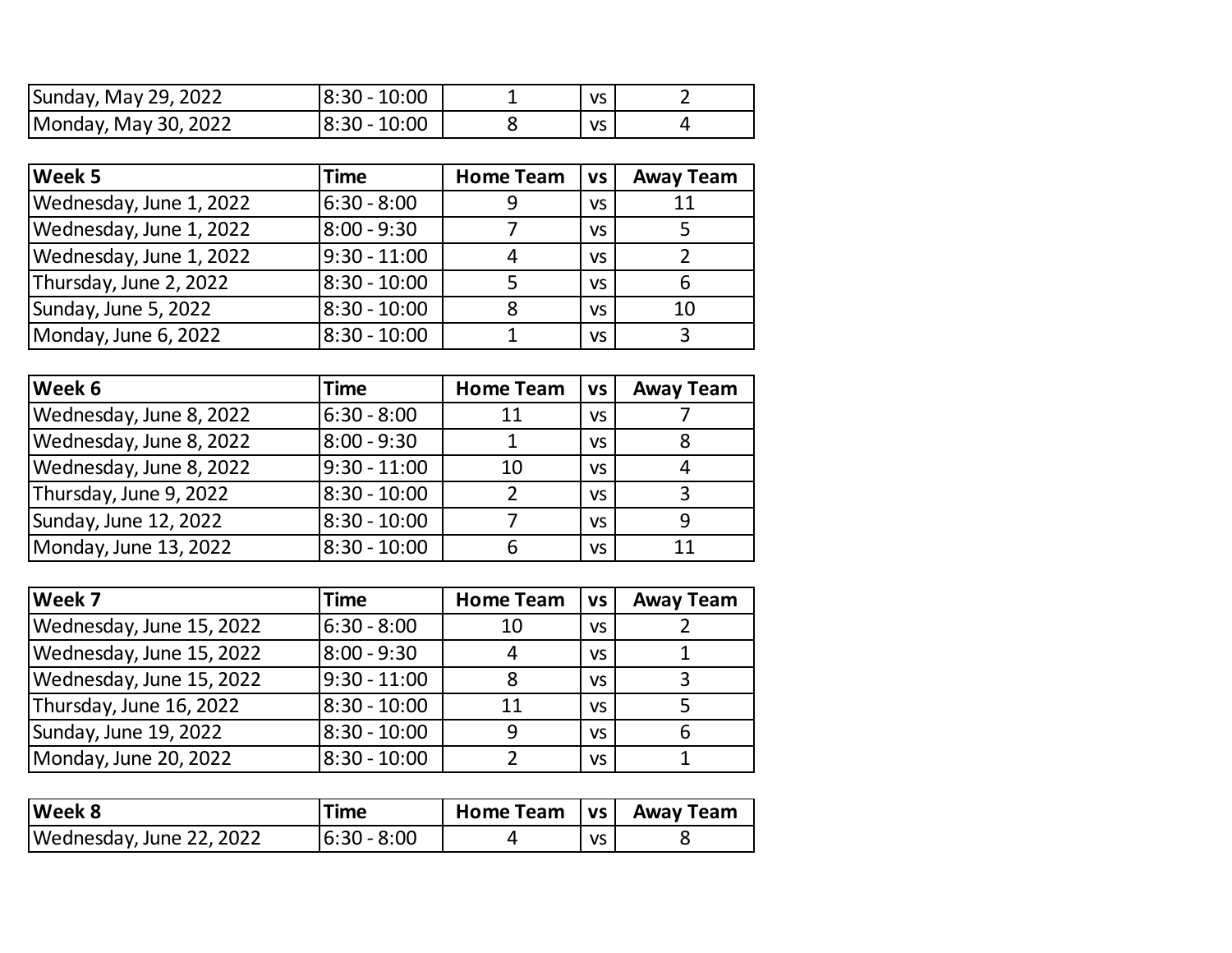| | | | | |
|---|---|---|---|---|
| Sunday, May 29, 2022 | 8:30 - 10:00 | 1 | vs | 2 |
| Monday, May 30, 2022 | 8:30 - 10:00 | 8 | vs | 4 |

| Week 5 | Time | Home Team | vs | Away Team |
|---|---|---|---|---|
| Wednesday, June 1, 2022 | 6:30 - 8:00 | 9 | vs | 11 |
| Wednesday, June 1, 2022 | 8:00 - 9:30 | 7 | vs | 5 |
| Wednesday, June 1, 2022 | 9:30 - 11:00 | 4 | vs | 2 |
| Thursday, June 2, 2022 | 8:30 - 10:00 | 5 | vs | 6 |
| Sunday, June 5, 2022 | 8:30 - 10:00 | 8 | vs | 10 |
| Monday, June 6, 2022 | 8:30 - 10:00 | 1 | vs | 3 |

| Week 6 | Time | Home Team | vs | Away Team |
|---|---|---|---|---|
| Wednesday, June 8, 2022 | 6:30 - 8:00 | 11 | vs | 7 |
| Wednesday, June 8, 2022 | 8:00 - 9:30 | 1 | vs | 8 |
| Wednesday, June 8, 2022 | 9:30 - 11:00 | 10 | vs | 4 |
| Thursday, June 9, 2022 | 8:30 - 10:00 | 2 | vs | 3 |
| Sunday, June 12, 2022 | 8:30 - 10:00 | 7 | vs | 9 |
| Monday, June 13, 2022 | 8:30 - 10:00 | 6 | vs | 11 |

| Week 7 | Time | Home Team | vs | Away Team |
|---|---|---|---|---|
| Wednesday, June 15, 2022 | 6:30 - 8:00 | 10 | vs | 2 |
| Wednesday, June 15, 2022 | 8:00 - 9:30 | 4 | vs | 1 |
| Wednesday, June 15, 2022 | 9:30 - 11:00 | 8 | vs | 3 |
| Thursday, June 16, 2022 | 8:30 - 10:00 | 11 | vs | 5 |
| Sunday, June 19, 2022 | 8:30 - 10:00 | 9 | vs | 6 |
| Monday, June 20, 2022 | 8:30 - 10:00 | 2 | vs | 1 |

| Week 8 | Time | Home Team | vs | Away Team |
|---|---|---|---|---|
| Wednesday, June 22, 2022 | 6:30 - 8:00 | 4 | vs | 8 |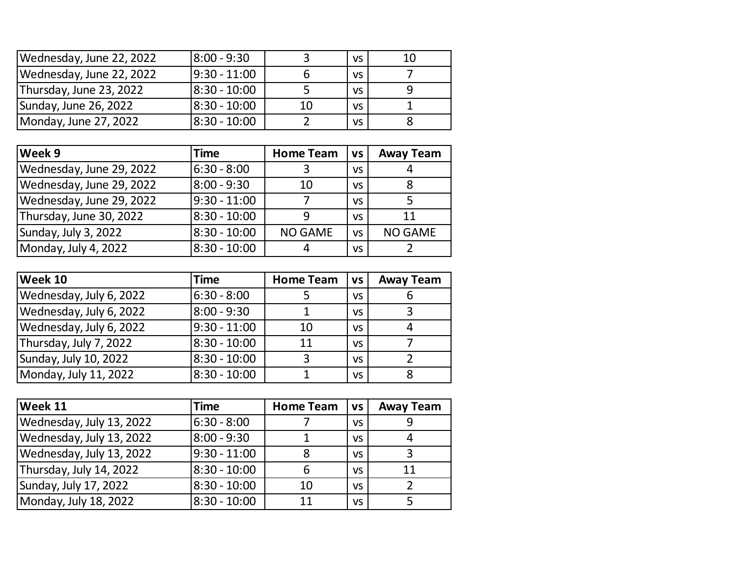| | | | | |
|---|---|---|---|---|
| Wednesday, June 22, 2022 | 8:00 - 9:30 | 3 | vs | 10 |
| Wednesday, June 22, 2022 | 9:30 - 11:00 | 6 | vs | 7 |
| Thursday, June 23, 2022 | 8:30 - 10:00 | 5 | vs | 9 |
| Sunday, June 26, 2022 | 8:30 - 10:00 | 10 | vs | 1 |
| Monday, June 27, 2022 | 8:30 - 10:00 | 2 | vs | 8 |

| **Week 9** | **Time** | **Home Team** | **vs** | **Away Team** |
|---|---|---|---|---|
| Wednesday, June 29, 2022 | 6:30 - 8:00 | 3 | vs | 4 |
| Wednesday, June 29, 2022 | 8:00 - 9:30 | 10 | vs | 8 |
| Wednesday, June 29, 2022 | 9:30 - 11:00 | 7 | vs | 5 |
| Thursday, June 30, 2022 | 8:30 - 10:00 | 9 | vs | 11 |
| Sunday, July 3, 2022 | 8:30 - 10:00 | NO GAME | vs | NO GAME |
| Monday, July 4, 2022 | 8:30 - 10:00 | 4 | vs | 2 |

| **Week 10** | **Time** | **Home Team** | **vs** | **Away Team** |
|---|---|---|---|---|
| Wednesday, July 6, 2022 | 6:30 - 8:00 | 5 | vs | 6 |
| Wednesday, July 6, 2022 | 8:00 - 9:30 | 1 | vs | 3 |
| Wednesday, July 6, 2022 | 9:30 - 11:00 | 10 | vs | 4 |
| Thursday, July 7, 2022 | 8:30 - 10:00 | 11 | vs | 7 |
| Sunday, July 10, 2022 | 8:30 - 10:00 | 3 | vs | 2 |
| Monday, July 11, 2022 | 8:30 - 10:00 | 1 | vs | 8 |

| **Week 11** | **Time** | **Home Team** | **vs** | **Away Team** |
|---|---|---|---|---|
| Wednesday, July 13, 2022 | 6:30 - 8:00 | 7 | vs | 9 |
| Wednesday, July 13, 2022 | 8:00 - 9:30 | 1 | vs | 4 |
| Wednesday, July 13, 2022 | 9:30 - 11:00 | 8 | vs | 3 |
| Thursday, July 14, 2022 | 8:30 - 10:00 | 6 | vs | 11 |
| Sunday, July 17, 2022 | 8:30 - 10:00 | 10 | vs | 2 |
| Monday, July 18, 2022 | 8:30 - 10:00 | 11 | vs | 5 |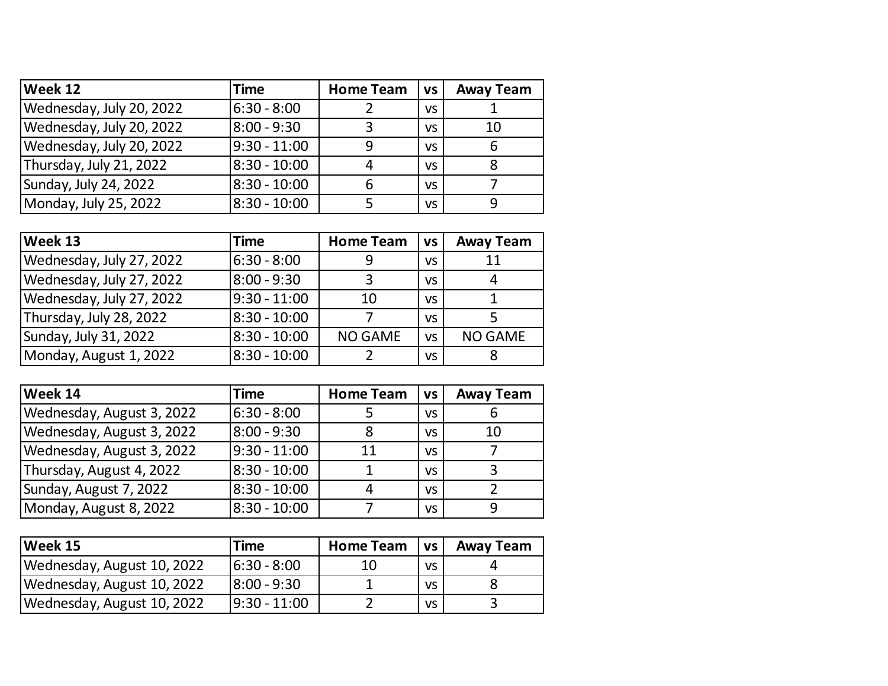| Week 12 | Time | Home Team | vs | Away Team |
|---|---|---|---|---|
| Wednesday, July 20, 2022 | 6:30 - 8:00 | 2 | vs | 1 |
| Wednesday, July 20, 2022 | 8:00 - 9:30 | 3 | vs | 10 |
| Wednesday, July 20, 2022 | 9:30 - 11:00 | 9 | vs | 6 |
| Thursday, July 21, 2022 | 8:30 - 10:00 | 4 | vs | 8 |
| Sunday, July 24, 2022 | 8:30 - 10:00 | 6 | vs | 7 |
| Monday, July 25, 2022 | 8:30 - 10:00 | 5 | vs | 9 |

| Week 13 | Time | Home Team | vs | Away Team |
|---|---|---|---|---|
| Wednesday, July 27, 2022 | 6:30 - 8:00 | 9 | vs | 11 |
| Wednesday, July 27, 2022 | 8:00 - 9:30 | 3 | vs | 4 |
| Wednesday, July 27, 2022 | 9:30 - 11:00 | 10 | vs | 1 |
| Thursday, July 28, 2022 | 8:30 - 10:00 | 7 | vs | 5 |
| Sunday, July 31, 2022 | 8:30 - 10:00 | NO GAME | vs | NO GAME |
| Monday, August 1, 2022 | 8:30 - 10:00 | 2 | vs | 8 |

| Week 14 | Time | Home Team | vs | Away Team |
|---|---|---|---|---|
| Wednesday, August 3, 2022 | 6:30 - 8:00 | 5 | vs | 6 |
| Wednesday, August 3, 2022 | 8:00 - 9:30 | 8 | vs | 10 |
| Wednesday, August 3, 2022 | 9:30 - 11:00 | 11 | vs | 7 |
| Thursday, August 4, 2022 | 8:30 - 10:00 | 1 | vs | 3 |
| Sunday, August 7, 2022 | 8:30 - 10:00 | 4 | vs | 2 |
| Monday, August 8, 2022 | 8:30 - 10:00 | 7 | vs | 9 |

| Week 15 | Time | Home Team | vs | Away Team |
|---|---|---|---|---|
| Wednesday, August 10, 2022 | 6:30 - 8:00 | 10 | vs | 4 |
| Wednesday, August 10, 2022 | 8:00 - 9:30 | 1 | vs | 8 |
| Wednesday, August 10, 2022 | 9:30 - 11:00 | 2 | vs | 3 |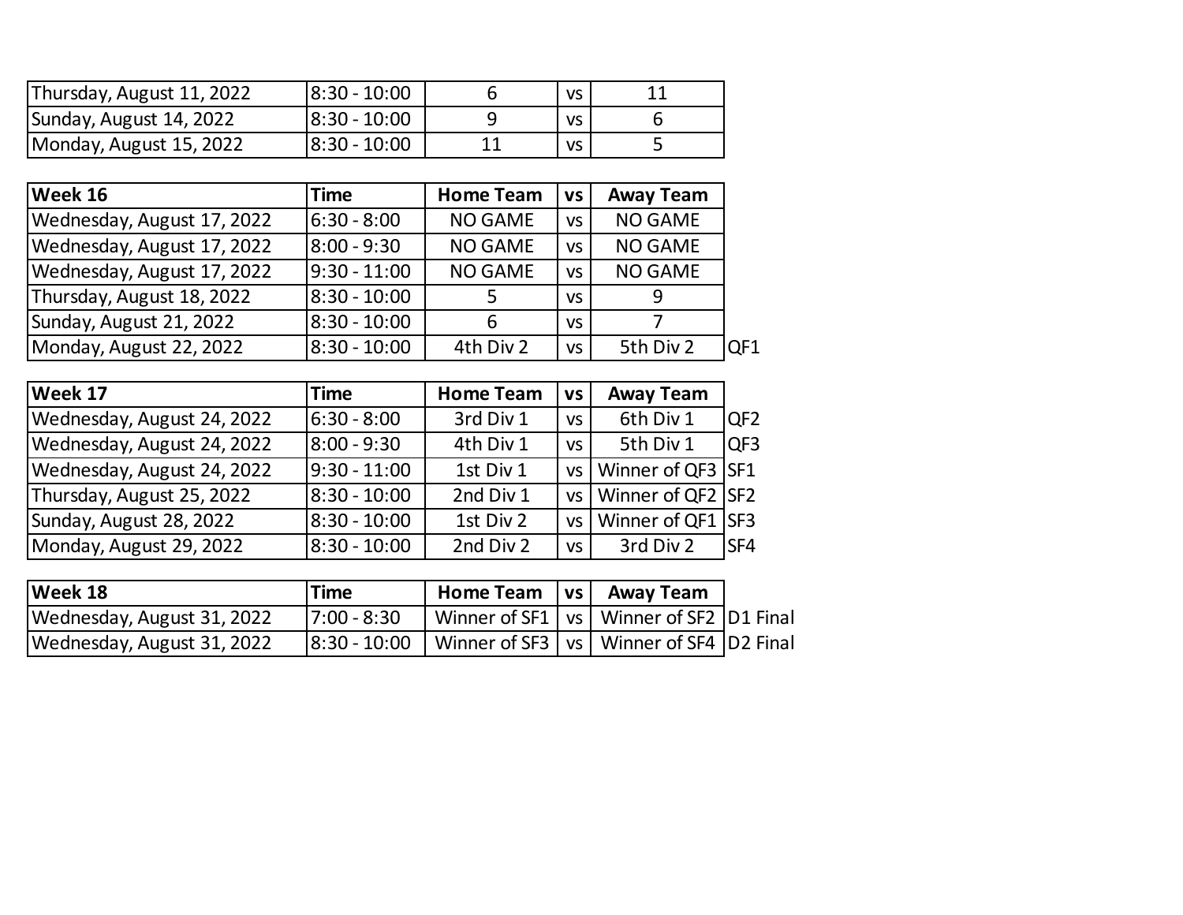| | | | | | |
|---|---|---|---|---|---|
| Thursday, August 11, 2022 | 8:30 - 10:00 | 6 | vs | 11 | |
| Sunday, August 14, 2022 | 8:30 - 10:00 | 9 | vs | 6 | |
| Monday, August 15, 2022 | 8:30 - 10:00 | 11 | vs | 5 | |

| **Week 16** | **Time** | **Home Team** | **vs** | **Away Team** | |
|---|---|---|---|---|---|
| Wednesday, August 17, 2022 | 6:30 - 8:00 | NO GAME | vs | NO GAME | |
| Wednesday, August 17, 2022 | 8:00 - 9:30 | NO GAME | vs | NO GAME | |
| Wednesday, August 17, 2022 | 9:30 - 11:00 | NO GAME | vs | NO GAME | |
| Thursday, August 18, 2022 | 8:30 - 10:00 | 5 | vs | 9 | |
| Sunday, August 21, 2022 | 8:30 - 10:00 | 6 | vs | 7 | |
| Monday, August 22, 2022 | 8:30 - 10:00 | 4th Div 2 | vs | 5th Div 2 | QF1 |

| **Week 17** | **Time** | **Home Team** | **vs** | **Away Team** | |
|---|---|---|---|---|---|
| Wednesday, August 24, 2022 | 6:30 - 8:00 | 3rd Div 1 | vs | 6th Div 1 | QF2 |
| Wednesday, August 24, 2022 | 8:00 - 9:30 | 4th Div 1 | vs | 5th Div 1 | QF3 |
| Wednesday, August 24, 2022 | 9:30 - 11:00 | 1st Div 1 | vs | Winner of QF3 | SF1 |
| Thursday, August 25, 2022 | 8:30 - 10:00 | 2nd Div 1 | vs | Winner of QF2 | SF2 |
| Sunday, August 28, 2022 | 8:30 - 10:00 | 1st Div 2 | vs | Winner of QF1 | SF3 |
| Monday, August 29, 2022 | 8:30 - 10:00 | 2nd Div 2 | vs | 3rd Div 2 | SF4 |

| **Week 18** | **Time** | **Home Team** | **vs** | **Away Team** | |
|---|---|---|---|---|---|
| Wednesday, August 31, 2022 | 7:00 - 8:30 | Winner of SF1 | vs | Winner of SF2 | D1 Final |
| Wednesday, August 31, 2022 | 8:30 - 10:00 | Winner of SF3 | vs | Winner of SF4 | D2 Final |